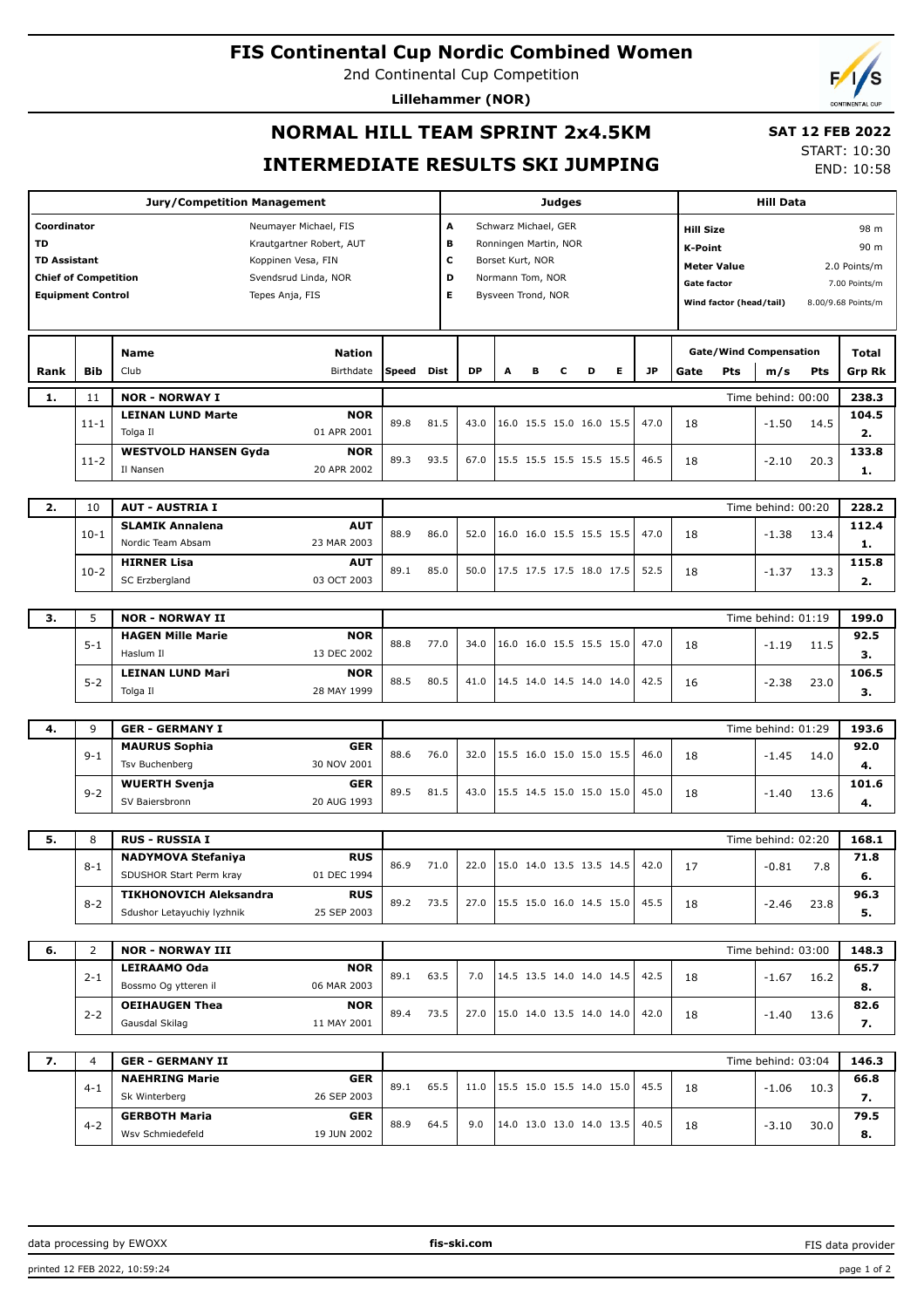# FIS Continental Cup Nordic Combined Women

2nd Continental Cup Competition

**Lillehammer (NOR)**

## NORMAL HILL TEAM SPRINT 2x4.5KM

## INTERMEDIATE RESULTS SKI JUMPING

**SAT 12 FEB 2022**
START: 10:30
END: 10:58

| Jury/Competition Management | | Judges | | Hill Data | |
|---|---|---|---|---|---|
| Coordinator | Neumayer Michael, FIS | A | Schwarz Michael, GER | Hill Size | 98 m |
| TD | Krautgartner Robert, AUT | B | Ronningen Martin, NOR | K-Point | 90 m |
| TD Assistant | Koppinen Vesa, FIN | C | Borset Kurt, NOR | Meter Value | 2.0 Points/m |
| Chief of Competition | Svendsrud Linda, NOR | D | Normann Tom, NOR | Gate factor | 7.00 Points/m |
| Equipment Control | Tepes Anja, FIS | E | Bysveen Trond, NOR | Wind factor (head/tail) | 8.00/9.68 Points/m |

| Rank | Bib | Name / Club | Nation / Birthdate | Speed | Dist | DP | A | B | C | D | E | JP | Gate | Pts | m/s | Pts | Total / Grp Rk |
|---|---|---|---|---|---|---|---|---|---|---|---|---|---|---|---|---|---|
| 1. | 11 | NOR - NORWAY I | | | | | | | | | | | | | Time behind: 00:00 | | 238.3 |
| | 11-1 | LEINAN LUND Marte / Tolga Il | NOR / 01 APR 2001 | 89.8 | 81.5 | 43.0 | 16.0 | 15.5 | 15.0 | 16.0 | 15.5 | 47.0 | 18 | | -1.50 | 14.5 | 104.5 / 2. |
| | 11-2 | WESTVOLD HANSEN Gyda / Il Nansen | NOR / 20 APR 2002 | 89.3 | 93.5 | 67.0 | 15.5 | 15.5 | 15.5 | 15.5 | 15.5 | 46.5 | 18 | | -2.10 | 20.3 | 133.8 / 1. |
| 2. | 10 | AUT - AUSTRIA I | | | | | | | | | | | | | Time behind: 00:20 | | 228.2 |
| | 10-1 | SLAMIK Annalena / Nordic Team Absam | AUT / 23 MAR 2003 | 88.9 | 86.0 | 52.0 | 16.0 | 16.0 | 15.5 | 15.5 | 15.5 | 47.0 | 18 | | -1.38 | 13.4 | 112.4 / 1. |
| | 10-2 | HIRNER Lisa / SC Erzbergland | AUT / 03 OCT 2003 | 89.1 | 85.0 | 50.0 | 17.5 | 17.5 | 17.5 | 18.0 | 17.5 | 52.5 | 18 | | -1.37 | 13.3 | 115.8 / 2. |
| 3. | 5 | NOR - NORWAY II | | | | | | | | | | | | | Time behind: 01:19 | | 199.0 |
| | 5-1 | HAGEN Mille Marie / Haslum Il | NOR / 13 DEC 2002 | 88.8 | 77.0 | 34.0 | 16.0 | 16.0 | 15.5 | 15.5 | 15.0 | 47.0 | 18 | | -1.19 | 11.5 | 92.5 / 3. |
| | 5-2 | LEINAN LUND Mari / Tolga Il | NOR / 28 MAY 1999 | 88.5 | 80.5 | 41.0 | 14.5 | 14.0 | 14.5 | 14.0 | 14.0 | 42.5 | 16 | | -2.38 | 23.0 | 106.5 / 3. |
| 4. | 9 | GER - GERMANY I | | | | | | | | | | | | | Time behind: 01:29 | | 193.6 |
| | 9-1 | MAURUS Sophia / Tsv Buchenberg | GER / 30 NOV 2001 | 88.6 | 76.0 | 32.0 | 15.5 | 16.0 | 15.0 | 15.0 | 15.5 | 46.0 | 18 | | -1.45 | 14.0 | 92.0 / 4. |
| | 9-2 | WUERTH Svenja / SV Baiersbronn | GER / 20 AUG 1993 | 89.5 | 81.5 | 43.0 | 15.5 | 14.5 | 15.0 | 15.0 | 15.0 | 45.0 | 18 | | -1.40 | 13.6 | 101.6 / 4. |
| 5. | 8 | RUS - RUSSIA I | | | | | | | | | | | | | Time behind: 02:20 | | 168.1 |
| | 8-1 | NADYMOVA Stefaniya / SDUSHOR Start Perm kray | RUS / 01 DEC 1994 | 86.9 | 71.0 | 22.0 | 15.0 | 14.0 | 13.5 | 13.5 | 14.5 | 42.0 | 17 | | -0.81 | 7.8 | 71.8 / 6. |
| | 8-2 | TIKHONOVICH Aleksandra / Sdushor Letayuchiy lyzhnik | RUS / 25 SEP 2003 | 89.2 | 73.5 | 27.0 | 15.5 | 15.0 | 16.0 | 14.5 | 15.0 | 45.5 | 18 | | -2.46 | 23.8 | 96.3 / 5. |
| 6. | 2 | NOR - NORWAY III | | | | | | | | | | | | | Time behind: 03:00 | | 148.3 |
| | 2-1 | LEIRAAMO Oda / Bossmo Og ytteren il | NOR / 06 MAR 2003 | 89.1 | 63.5 | 7.0 | 14.5 | 13.5 | 14.0 | 14.0 | 14.5 | 42.5 | 18 | | -1.67 | 16.2 | 65.7 / 8. |
| | 2-2 | OEIHAUGEN Thea / Gausdal Skilag | NOR / 11 MAY 2001 | 89.4 | 73.5 | 27.0 | 15.0 | 14.0 | 13.5 | 14.0 | 14.0 | 42.0 | 18 | | -1.40 | 13.6 | 82.6 / 7. |
| 7. | 4 | GER - GERMANY II | | | | | | | | | | | | | Time behind: 03:04 | | 146.3 |
| | 4-1 | NAEHRING Marie / Sk Winterberg | GER / 26 SEP 2003 | 89.1 | 65.5 | 11.0 | 15.5 | 15.0 | 15.5 | 14.0 | 15.0 | 45.5 | 18 | | -1.06 | 10.3 | 66.8 / 7. |
| | 4-2 | GERBOTH Maria / Wsv Schmiedefeld | GER / 19 JUN 2002 | 88.9 | 64.5 | 9.0 | 14.0 | 13.0 | 13.0 | 14.0 | 13.5 | 40.5 | 18 | | -3.10 | 30.0 | 79.5 / 8. |

data processing by EWOXX | fis-ski.com | FIS data provider

printed 12 FEB 2022, 10:59:24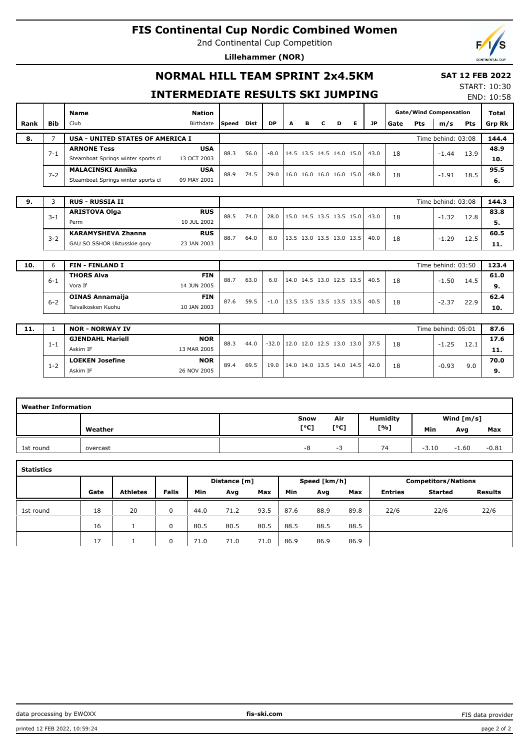# FIS Continental Cup Nordic Combined Women

2nd Continental Cup Competition

**Lillehammer (NOR)**

## NORMAL HILL TEAM SPRINT 2x4.5KM

**SAT 12 FEB 2022**

START: 10:30

END: 10:58

## INTERMEDIATE RESULTS SKI JUMPING

| Rank | Bib | Name / Club | Nation / Birthdate | Speed | Dist | DP | A | B | C | D | E | JP | Gate | Pts | m/s | Pts | Total / Grp Rk |
|---|---|---|---|---|---|---|---|---|---|---|---|---|---|---|---|---|---|
| 8. | 7 | USA - UNITED STATES OF AMERICA I | | | | | | | | | | | | | Time behind: 03:08 | | 144.4 |
| | 7-1 | ARNONE Tess / Steamboat Springs winter sports cl | USA / 13 OCT 2003 | 88.3 | 56.0 | -8.0 | 14.5 | 13.5 | 14.5 | 14.0 | 15.0 | 43.0 | 18 | | -1.44 | 13.9 | 48.9 / 10. |
| | 7-2 | MALACINSKI Annika / Steamboat Springs winter sports cl | USA / 09 MAY 2001 | 88.9 | 74.5 | 29.0 | 16.0 | 16.0 | 16.0 | 16.0 | 15.0 | 48.0 | 18 | | -1.91 | 18.5 | 95.5 / 6. |
| 9. | 3 | RUS - RUSSIA II | | | | | | | | | | | | | Time behind: 03:08 | | 144.3 |
| | 3-1 | ARISTOVA Olga / Perm | RUS / 10 JUL 2002 | 88.5 | 74.0 | 28.0 | 15.0 | 14.5 | 13.5 | 13.5 | 15.0 | 43.0 | 18 | | -1.32 | 12.8 | 83.8 / 5. |
| | 3-2 | KARAMYSHEVA Zhanna / GAU SO SSHOR Uktusskie gory | RUS / 23 JAN 2003 | 88.7 | 64.0 | 8.0 | 13.5 | 13.0 | 13.5 | 13.0 | 13.5 | 40.0 | 18 | | -1.29 | 12.5 | 60.5 / 11. |
| 10. | 6 | FIN - FINLAND I | | | | | | | | | | | | | Time behind: 03:50 | | 123.4 |
| | 6-1 | THORS Alva / Vora If | FIN / 14 JUN 2005 | 88.7 | 63.0 | 6.0 | 14.0 | 14.5 | 13.0 | 12.5 | 13.5 | 40.5 | 18 | | -1.50 | 14.5 | 61.0 / 9. |
| | 6-2 | OINAS Annamaija / Taivalkosken Kuohu | FIN / 10 JAN 2003 | 87.6 | 59.5 | -1.0 | 13.5 | 13.5 | 13.5 | 13.5 | 13.5 | 40.5 | 18 | | -2.37 | 22.9 | 62.4 / 10. |
| 11. | 1 | NOR - NORWAY IV | | | | | | | | | | | | | Time behind: 05:01 | | 87.6 |
| | 1-1 | GJENDAHL Mariell / Askim IF | NOR / 13 MAR 2005 | 88.3 | 44.0 | -32.0 | 12.0 | 12.0 | 12.5 | 13.0 | 13.0 | 37.5 | 18 | | -1.25 | 12.1 | 17.6 / 11. |
| | 1-2 | LOEKEN Josefine / Askim IF | NOR / 26 NOV 2005 | 89.4 | 69.5 | 19.0 | 14.0 | 14.0 | 13.5 | 14.0 | 14.5 | 42.0 | 18 | | -0.93 | 9.0 | 70.0 / 9. |

### Weather Information

| | Weather | Snow [°C] | Air [°C] | Humidity [%] | Wind [m/s] Min | Avg | Max |
|---|---|---|---|---|---|---|---|
| 1st round | overcast | -8 | -3 | 74 | -3.10 | -1.60 | -0.81 |

### Statistics

| | Gate | Athletes | Falls | Distance [m] Min | Avg | Max | Speed [km/h] Min | Avg | Max | Competitors/Nations Entries | Started | Results |
|---|---|---|---|---|---|---|---|---|---|---|---|---|
| 1st round | 18 | 20 | 0 | 44.0 | 71.2 | 93.5 | 87.6 | 88.9 | 89.8 | 22/6 | 22/6 | 22/6 |
| | 16 | 1 | 0 | 80.5 | 80.5 | 80.5 | 88.5 | 88.5 | 88.5 | | | |
| | 17 | 1 | 0 | 71.0 | 71.0 | 71.0 | 86.9 | 86.9 | 86.9 | | | |

data processing by EWOXX | fis-ski.com | FIS data provider

printed 12 FEB 2022, 10:59:24